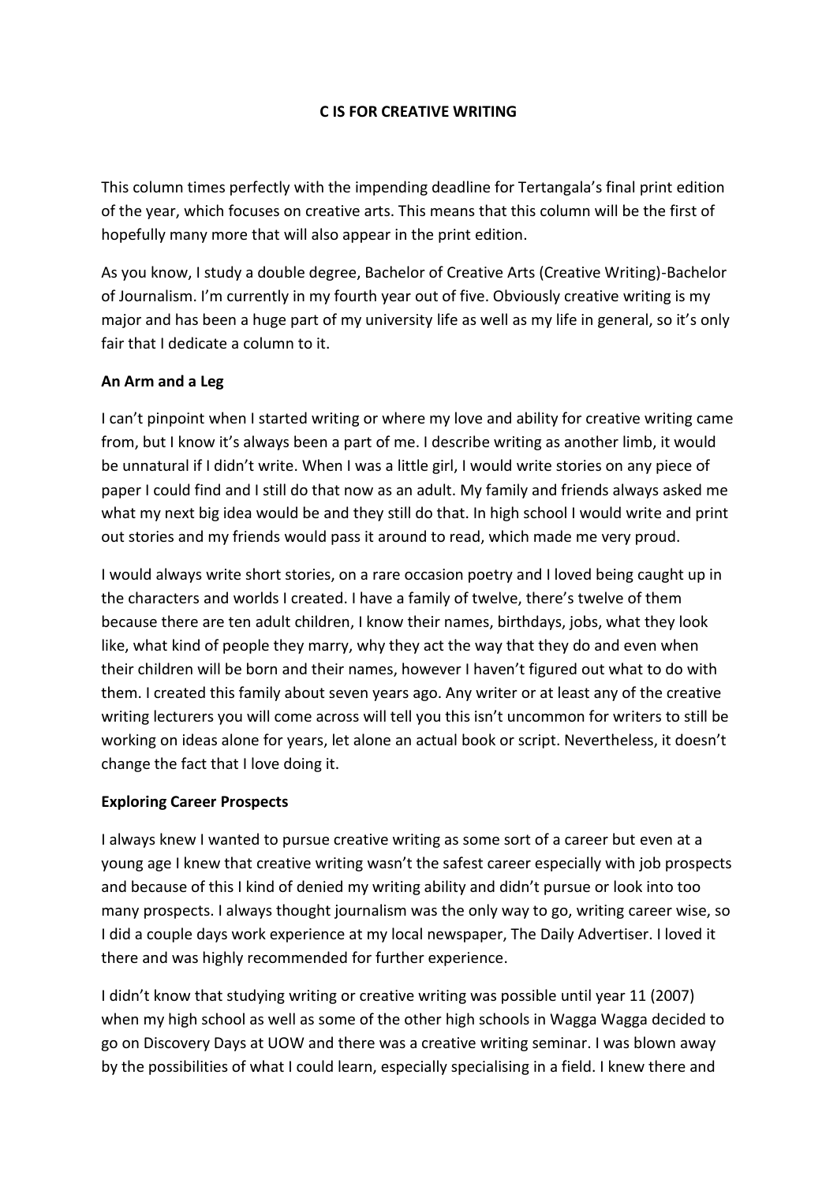# C IS FOR CREATIVE WRITING

This column times perfectly with the impending deadline for Tertangala's final print edition of the year, which focuses on creative arts. This means that this column will be the first of hopefully many more that will also appear in the print edition.

As you know, I study a double degree, Bachelor of Creative Arts (Creative Writing)-Bachelor of Journalism. I'm currently in my fourth year out of five. Obviously creative writing is my major and has been a huge part of my university life as well as my life in general, so it's only fair that I dedicate a column to it.

## An Arm and a Leg

I can't pinpoint when I started writing or where my love and ability for creative writing came from, but I know it's always been a part of me. I describe writing as another limb, it would be unnatural if I didn't write. When I was a little girl, I would write stories on any piece of paper I could find and I still do that now as an adult. My family and friends always asked me what my next big idea would be and they still do that. In high school I would write and print out stories and my friends would pass it around to read, which made me very proud.

I would always write short stories, on a rare occasion poetry and I loved being caught up in the characters and worlds I created. I have a family of twelve, there's twelve of them because there are ten adult children, I know their names, birthdays, jobs, what they look like, what kind of people they marry, why they act the way that they do and even when their children will be born and their names, however I haven't figured out what to do with them. I created this family about seven years ago. Any writer or at least any of the creative writing lecturers you will come across will tell you this isn't uncommon for writers to still be working on ideas alone for years, let alone an actual book or script. Nevertheless, it doesn't change the fact that I love doing it.

## Exploring Career Prospects

I always knew I wanted to pursue creative writing as some sort of a career but even at a young age I knew that creative writing wasn't the safest career especially with job prospects and because of this I kind of denied my writing ability and didn't pursue or look into too many prospects. I always thought journalism was the only way to go, writing career wise, so I did a couple days work experience at my local newspaper, The Daily Advertiser. I loved it there and was highly recommended for further experience.

I didn't know that studying writing or creative writing was possible until year 11 (2007) when my high school as well as some of the other high schools in Wagga Wagga decided to go on Discovery Days at UOW and there was a creative writing seminar. I was blown away by the possibilities of what I could learn, especially specialising in a field. I knew there and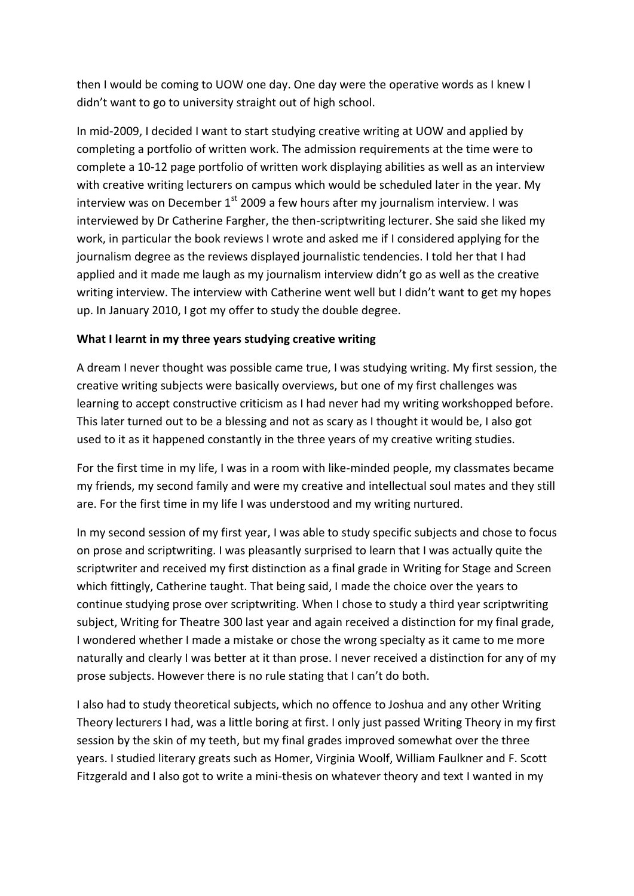then I would be coming to UOW one day. One day were the operative words as I knew I didn't want to go to university straight out of high school.

In mid-2009, I decided I want to start studying creative writing at UOW and applied by completing a portfolio of written work. The admission requirements at the time were to complete a 10-12 page portfolio of written work displaying abilities as well as an interview with creative writing lecturers on campus which would be scheduled later in the year. My interview was on December 1st 2009 a few hours after my journalism interview. I was interviewed by Dr Catherine Fargher, the then-scriptwriting lecturer. She said she liked my work, in particular the book reviews I wrote and asked me if I considered applying for the journalism degree as the reviews displayed journalistic tendencies. I told her that I had applied and it made me laugh as my journalism interview didn't go as well as the creative writing interview. The interview with Catherine went well but I didn't want to get my hopes up. In January 2010, I got my offer to study the double degree.

**What I learnt in my three years studying creative writing**

A dream I never thought was possible came true, I was studying writing. My first session, the creative writing subjects were basically overviews, but one of my first challenges was learning to accept constructive criticism as I had never had my writing workshopped before. This later turned out to be a blessing and not as scary as I thought it would be, I also got used to it as it happened constantly in the three years of my creative writing studies.

For the first time in my life, I was in a room with like-minded people, my classmates became my friends, my second family and were my creative and intellectual soul mates and they still are. For the first time in my life I was understood and my writing nurtured.

In my second session of my first year, I was able to study specific subjects and chose to focus on prose and scriptwriting. I was pleasantly surprised to learn that I was actually quite the scriptwriter and received my first distinction as a final grade in Writing for Stage and Screen which fittingly, Catherine taught. That being said, I made the choice over the years to continue studying prose over scriptwriting. When I chose to study a third year scriptwriting subject, Writing for Theatre 300 last year and again received a distinction for my final grade, I wondered whether I made a mistake or chose the wrong specialty as it came to me more naturally and clearly I was better at it than prose. I never received a distinction for any of my prose subjects. However there is no rule stating that I can't do both.

I also had to study theoretical subjects, which no offence to Joshua and any other Writing Theory lecturers I had, was a little boring at first. I only just passed Writing Theory in my first session by the skin of my teeth, but my final grades improved somewhat over the three years. I studied literary greats such as Homer, Virginia Woolf, William Faulkner and F. Scott Fitzgerald and I also got to write a mini-thesis on whatever theory and text I wanted in my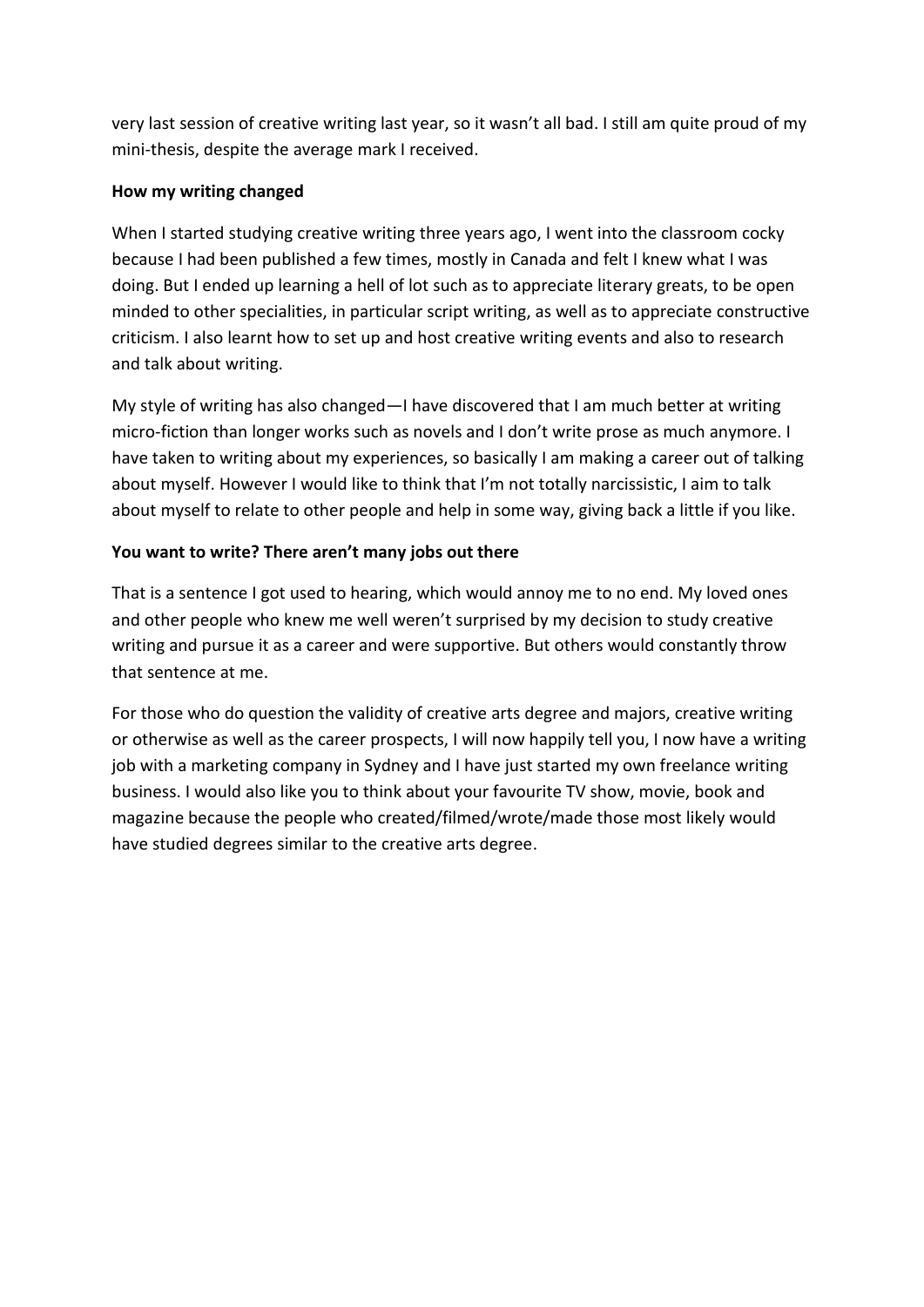very last session of creative writing last year, so it wasn't all bad. I still am quite proud of my mini-thesis, despite the average mark I received.

**How my writing changed**

When I started studying creative writing three years ago, I went into the classroom cocky because I had been published a few times, mostly in Canada and felt I knew what I was doing. But I ended up learning a hell of lot such as to appreciate literary greats, to be open minded to other specialities, in particular script writing, as well as to appreciate constructive criticism. I also learnt how to set up and host creative writing events and also to research and talk about writing.

My style of writing has also changed—I have discovered that I am much better at writing micro-fiction than longer works such as novels and I don't write prose as much anymore. I have taken to writing about my experiences, so basically I am making a career out of talking about myself. However I would like to think that I'm not totally narcissistic, I aim to talk about myself to relate to other people and help in some way, giving back a little if you like.

**You want to write? There aren't many jobs out there**

That is a sentence I got used to hearing, which would annoy me to no end. My loved ones and other people who knew me well weren't surprised by my decision to study creative writing and pursue it as a career and were supportive. But others would constantly throw that sentence at me.

For those who do question the validity of creative arts degree and majors, creative writing or otherwise as well as the career prospects, I will now happily tell you, I now have a writing job with a marketing company in Sydney and I have just started my own freelance writing business. I would also like you to think about your favourite TV show, movie, book and magazine because the people who created/filmed/wrote/made those most likely would have studied degrees similar to the creative arts degree.